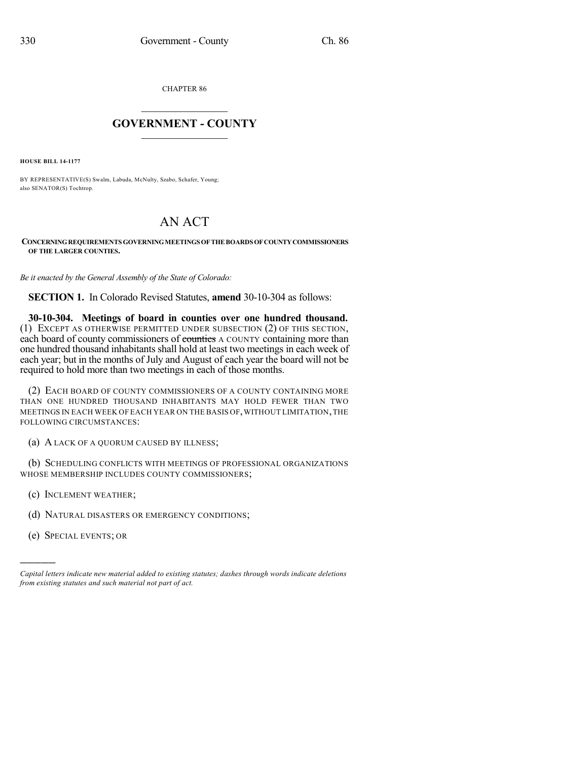CHAPTER 86

# GOVERNMENT - COUNTY

**HOUSE BILL 14-1177**

BY REPRESENTATIVE(S) Swalm, Labuda, McNulty, Szabo, Schafer, Young; also SENATOR(S) Tochtrop.

# AN ACT

**CONCERNING REQUIREMENTS GOVERNING MEETINGS OF THE BOARDS OF COUNTY COMMISSIONERS OF THE LARGER COUNTIES.**

*Be it enacted by the General Assembly of the State of Colorado:*

**SECTION 1.** In Colorado Revised Statutes, **amend** 30-10-304 as follows:

**30-10-304. Meetings of board in counties over one hundred thousand.** (1) EXCEPT AS OTHERWISE PERMITTED UNDER SUBSECTION (2) OF THIS SECTION, each board of county commissioners of ~~counties~~ A COUNTY containing more than one hundred thousand inhabitants shall hold at least two meetings in each week of each year; but in the months of July and August of each year the board will not be required to hold more than two meetings in each of those months.

(2) EACH BOARD OF COUNTY COMMISSIONERS OF A COUNTY CONTAINING MORE THAN ONE HUNDRED THOUSAND INHABITANTS MAY HOLD FEWER THAN TWO MEETINGS IN EACH WEEK OF EACH YEAR ON THE BASIS OF, WITHOUT LIMITATION, THE FOLLOWING CIRCUMSTANCES:

(a) A LACK OF A QUORUM CAUSED BY ILLNESS;

(b) SCHEDULING CONFLICTS WITH MEETINGS OF PROFESSIONAL ORGANIZATIONS WHOSE MEMBERSHIP INCLUDES COUNTY COMMISSIONERS;

(c) INCLEMENT WEATHER;

(d) NATURAL DISASTERS OR EMERGENCY CONDITIONS;

(e) SPECIAL EVENTS; OR

---

*Capital letters indicate new material added to existing statutes; dashes through words indicate deletions from existing statutes and such material not part of act.*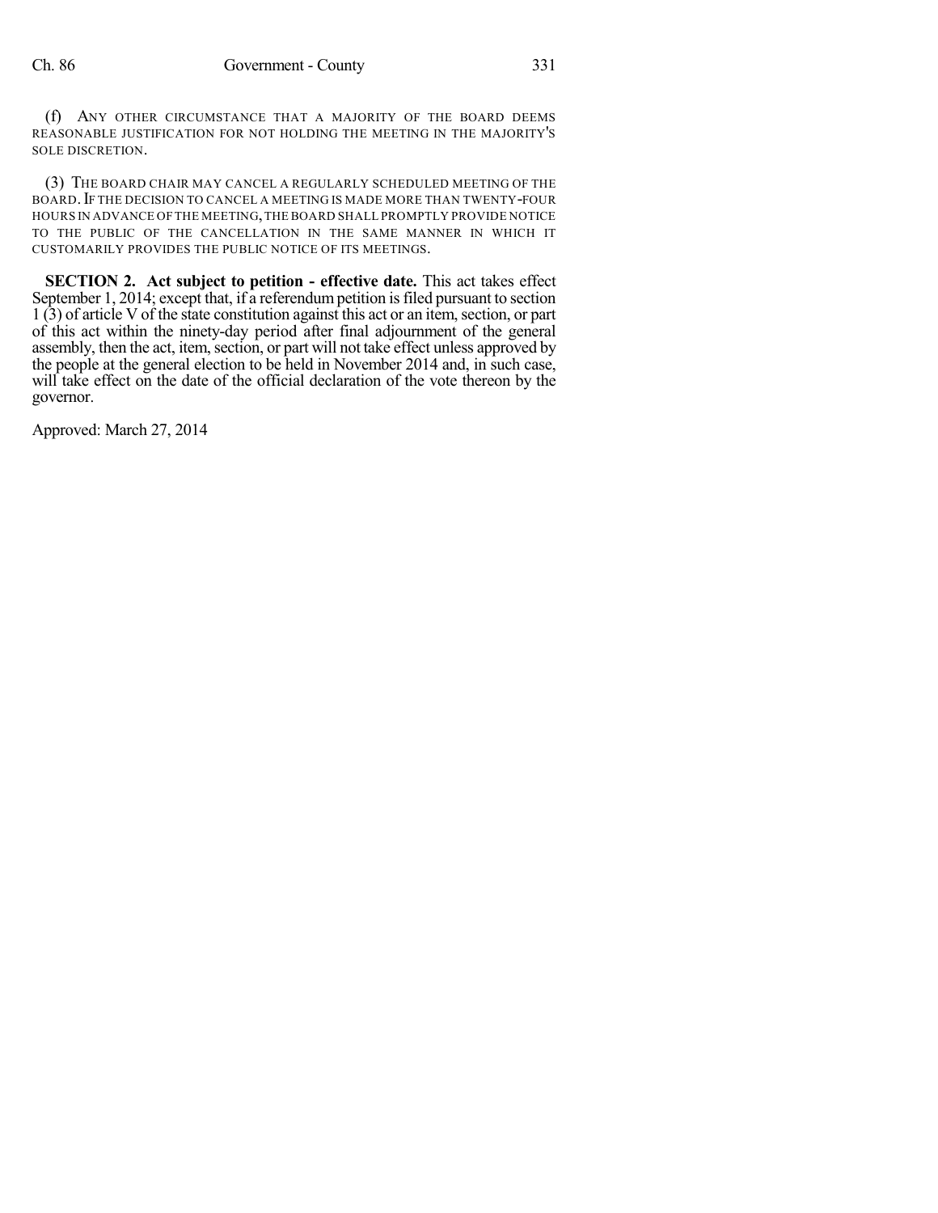(f) ANY OTHER CIRCUMSTANCE THAT A MAJORITY OF THE BOARD DEEMS REASONABLE JUSTIFICATION FOR NOT HOLDING THE MEETING IN THE MAJORITY'S SOLE DISCRETION.

(3) THE BOARD CHAIR MAY CANCEL A REGULARLY SCHEDULED MEETING OF THE BOARD. IF THE DECISION TO CANCEL A MEETING IS MADE MORE THAN TWENTY-FOUR HOURS IN ADVANCE OF THE MEETING, THE BOARD SHALL PROMPTLY PROVIDE NOTICE TO THE PUBLIC OF THE CANCELLATION IN THE SAME MANNER IN WHICH IT CUSTOMARILY PROVIDES THE PUBLIC NOTICE OF ITS MEETINGS.

**SECTION 2. Act subject to petition - effective date.** This act takes effect September 1, 2014; except that, if a referendum petition is filed pursuant to section 1 (3) of article V of the state constitution against this act or an item, section, or part of this act within the ninety-day period after final adjournment of the general assembly, then the act, item, section, or part will not take effect unless approved by the people at the general election to be held in November 2014 and, in such case, will take effect on the date of the official declaration of the vote thereon by the governor.

Approved: March 27, 2014